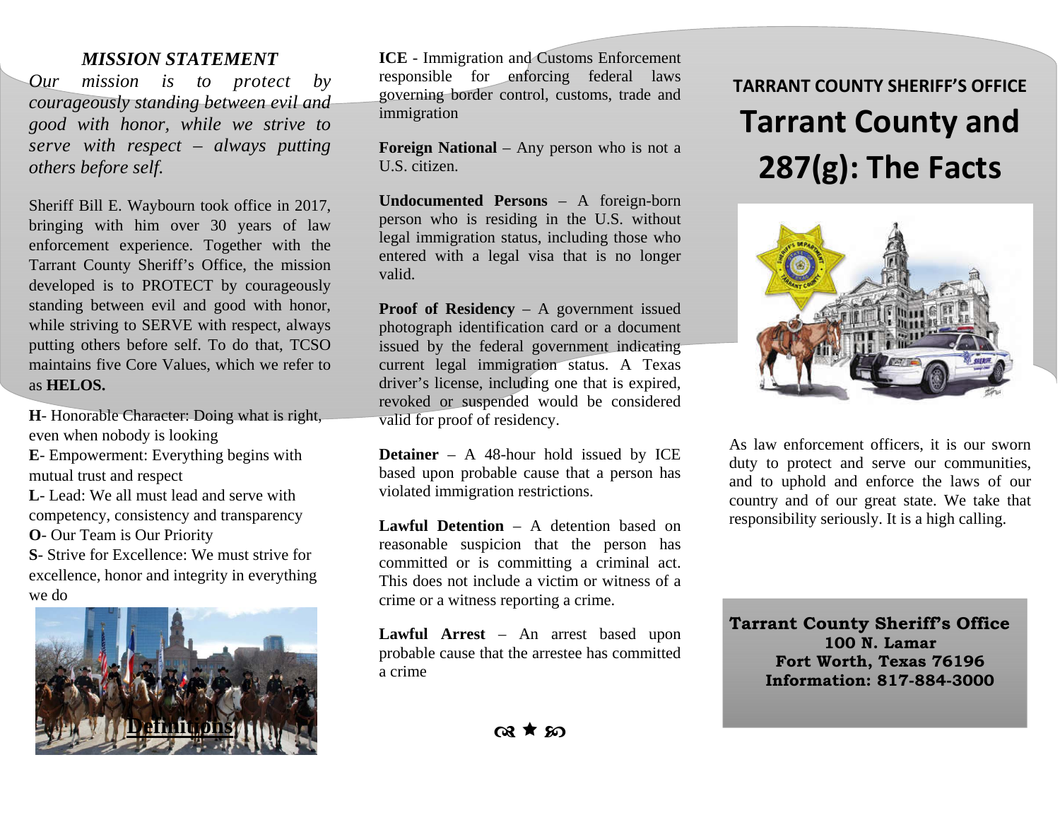## MISSION STATEMENT

*Our mission is to protect by courageously standing between evil and good with honor, while we strive to serve with respect – always putting others before self.*

Sheriff Bill E. Waybourn took office in 2017, bringing with him over 30 years of law enforcement experience. Together with the Tarrant County Sheriff's Office, the mission developed is to PROTECT by courageously standing between evil and good with honor, while striving to SERVE with respect, always putting others before self. To do that, TCSO maintains five Core Values, which we refer to as **HELOS.**

**H**- Honorable Character: Doing what is right, even when nobody is looking
**E**- Empowerment: Everything begins with mutual trust and respect
**L**- Lead: We all must lead and serve with competency, consistency and transparency
**O**- Our Team is Our Priority
**S**- Strive for Excellence: We must strive for excellence, honor and integrity in everything we do

## Definitions

**ICE** - Immigration and Customs Enforcement responsible for enforcing federal laws governing border control, customs, trade and immigration

**Foreign National** – Any person who is not a U.S. citizen.

**Undocumented Persons** – A foreign-born person who is residing in the U.S. without legal immigration status, including those who entered with a legal visa that is no longer valid.

**Proof of Residency** – A government issued photograph identification card or a document issued by the federal government indicating current legal immigration status. A Texas driver's license, including one that is expired, revoked or suspended would be considered valid for proof of residency.

**Detainer** – A 48-hour hold issued by ICE based upon probable cause that a person has violated immigration restrictions.

**Lawful Detention** – A detention based on reasonable suspicion that the person has committed or is committing a criminal act. This does not include a victim or witness of a crime or a witness reporting a crime.

**Lawful Arrest** – An arrest based upon probable cause that the arrestee has committed a crime

**TARRANT COUNTY SHERIFF'S OFFICE**

# Tarrant County and 287(g): The Facts

As law enforcement officers, it is our sworn duty to protect and serve our communities, and to uphold and enforce the laws of our country and of our great state. We take that responsibility seriously. It is a high calling.

**Tarrant County Sheriff's Office**
**100 N. Lamar**
**Fort Worth, Texas 76196**
**Information: 817-884-3000**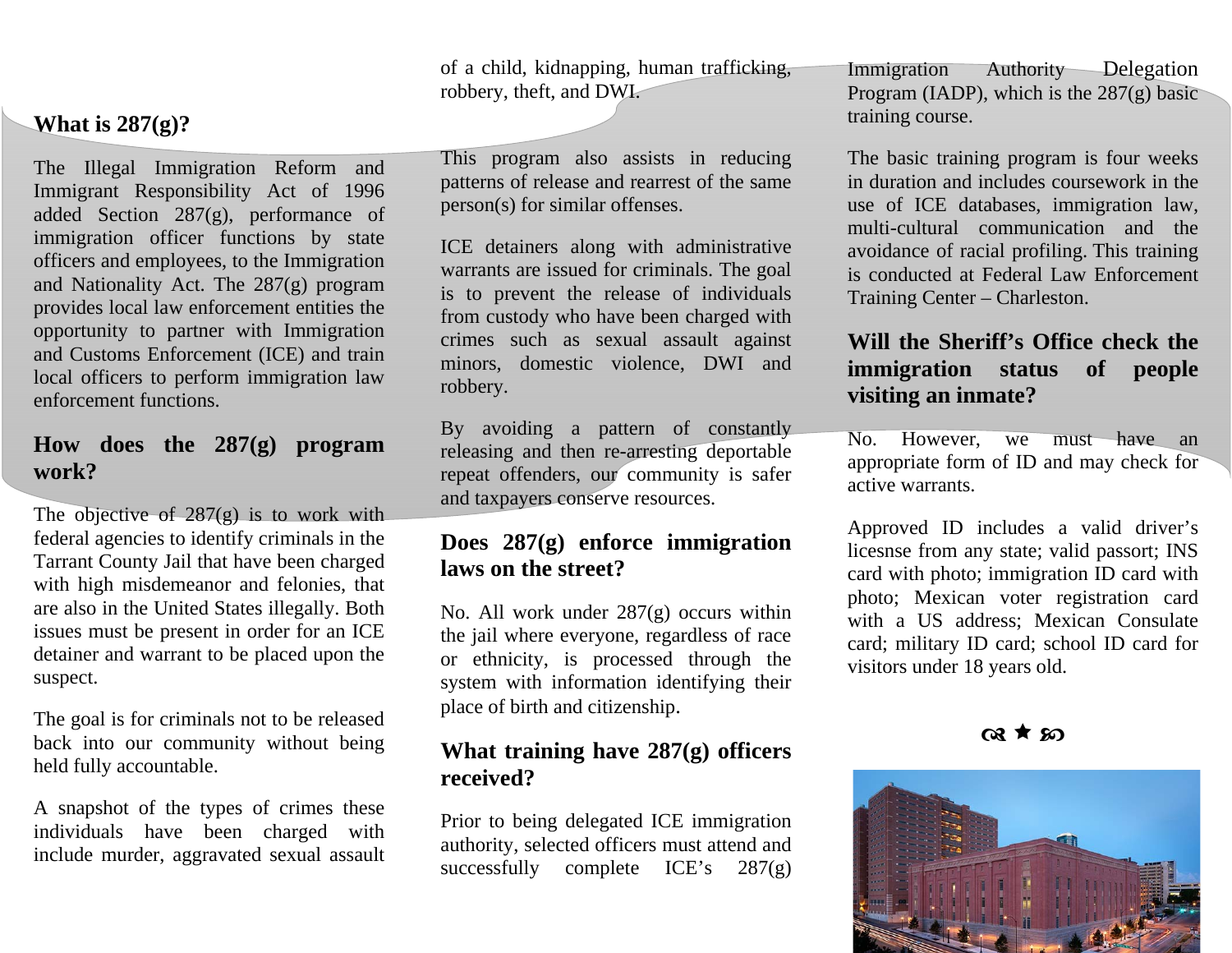## What is 287(g)?

The Illegal Immigration Reform and Immigrant Responsibility Act of 1996 added Section 287(g), performance of immigration officer functions by state officers and employees, to the Immigration and Nationality Act. The 287(g) program provides local law enforcement entities the opportunity to partner with Immigration and Customs Enforcement (ICE) and train local officers to perform immigration law enforcement functions.

## How does the 287(g) program work?

The objective of 287(g) is to work with federal agencies to identify criminals in the Tarrant County Jail that have been charged with high misdemeanor and felonies, that are also in the United States illegally. Both issues must be present in order for an ICE detainer and warrant to be placed upon the suspect.

The goal is for criminals not to be released back into our community without being held fully accountable.

A snapshot of the types of crimes these individuals have been charged with include murder, aggravated sexual assault of a child, kidnapping, human trafficking, robbery, theft, and DWI.

This program also assists in reducing patterns of release and rearrest of the same person(s) for similar offenses.

ICE detainers along with administrative warrants are issued for criminals. The goal is to prevent the release of individuals from custody who have been charged with crimes such as sexual assault against minors, domestic violence, DWI and robbery.

By avoiding a pattern of constantly releasing and then re-arresting deportable repeat offenders, our community is safer and taxpayers conserve resources.

## Does 287(g) enforce immigration laws on the street?

No. All work under 287(g) occurs within the jail where everyone, regardless of race or ethnicity, is processed through the system with information identifying their place of birth and citizenship.

## What training have 287(g) officers received?

Prior to being delegated ICE immigration authority, selected officers must attend and successfully complete ICE's 287(g) Immigration Authority Delegation Program (IADP), which is the 287(g) basic training course.

The basic training program is four weeks in duration and includes coursework in the use of ICE databases, immigration law, multi-cultural communication and the avoidance of racial profiling. This training is conducted at Federal Law Enforcement Training Center – Charleston.

## Will the Sheriff's Office check the immigration status of people visiting an inmate?

No. However, we must have an appropriate form of ID and may check for active warrants.

Approved ID includes a valid driver's licesnse from any state; valid passort; INS card with photo; immigration ID card with photo; Mexican voter registration card with a US address; Mexican Consulate card; military ID card; school ID card for visitors under 18 years old.

☙ ★ ❧